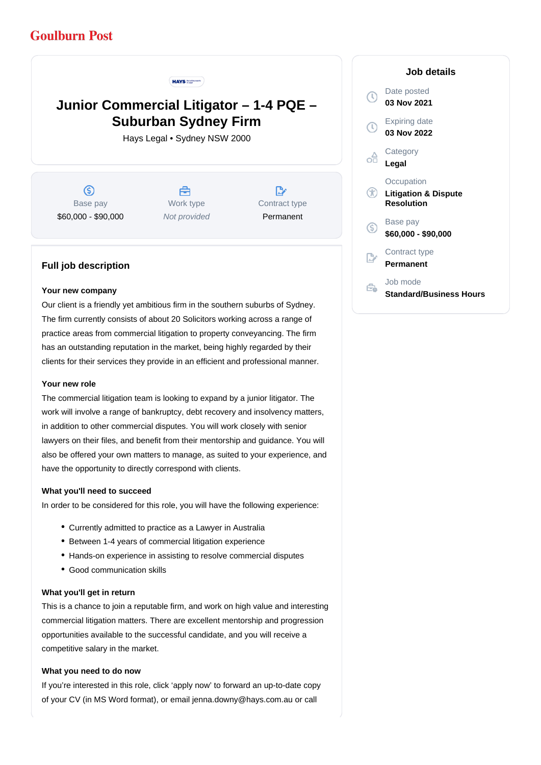Goulburn Post

# Junior Commercial Litigator – 1-4 PQE – Suburban Sydney Firm

Hays Legal • Sydney NSW 2000

| Base pay | Work type | Contract type |
| --- | --- | --- |
| $60,000 - $90,000 | *Not provided* | Permanent |

## Job details

**Date posted**
03 Nov 2021

**Expiring date**
03 Nov 2022

**Category**
Legal

**Occupation**
Litigation & Dispute Resolution

**Base pay**
$60,000 - $90,000

**Contract type**
Permanent

**Job mode**
Standard/Business Hours

## Full job description

**Your new company**

Our client is a friendly yet ambitious firm in the southern suburbs of Sydney. The firm currently consists of about 20 Solicitors working across a range of practice areas from commercial litigation to property conveyancing. The firm has an outstanding reputation in the market, being highly regarded by their clients for their services they provide in an efficient and professional manner.

**Your new role**

The commercial litigation team is looking to expand by a junior litigator. The work will involve a range of bankruptcy, debt recovery and insolvency matters, in addition to other commercial disputes. You will work closely with senior lawyers on their files, and benefit from their mentorship and guidance. You will also be offered your own matters to manage, as suited to your experience, and have the opportunity to directly correspond with clients.

**What you'll need to succeed**

In order to be considered for this role, you will have the following experience:

- Currently admitted to practice as a Lawyer in Australia
- Between 1-4 years of commercial litigation experience
- Hands-on experience in assisting to resolve commercial disputes
- Good communication skills

**What you'll get in return**

This is a chance to join a reputable firm, and work on high value and interesting commercial litigation matters. There are excellent mentorship and progression opportunities available to the successful candidate, and you will receive a competitive salary in the market.

**What you need to do now**

If you're interested in this role, click 'apply now' to forward an up-to-date copy of your CV (in MS Word format), or email jenna.downy@hays.com.au or call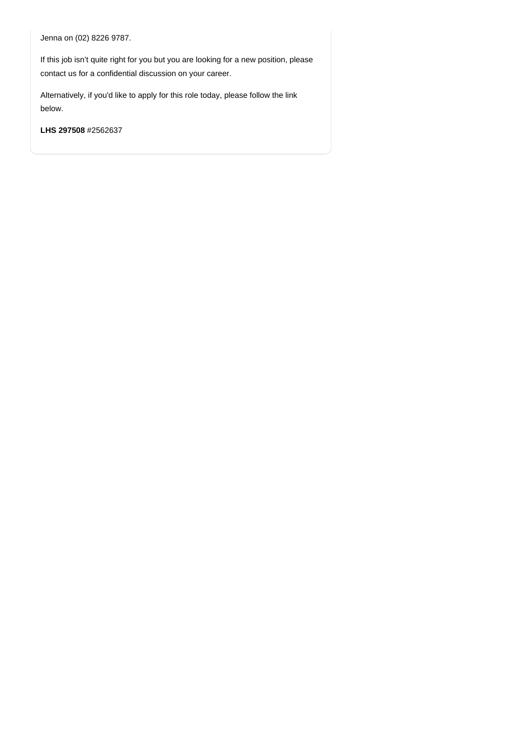Jenna on (02) 8226 9787.

If this job isn't quite right for you but you are looking for a new position, please contact us for a confidential discussion on your career.

Alternatively, if you'd like to apply for this role today, please follow the link below.

**LHS 297508** #2562637